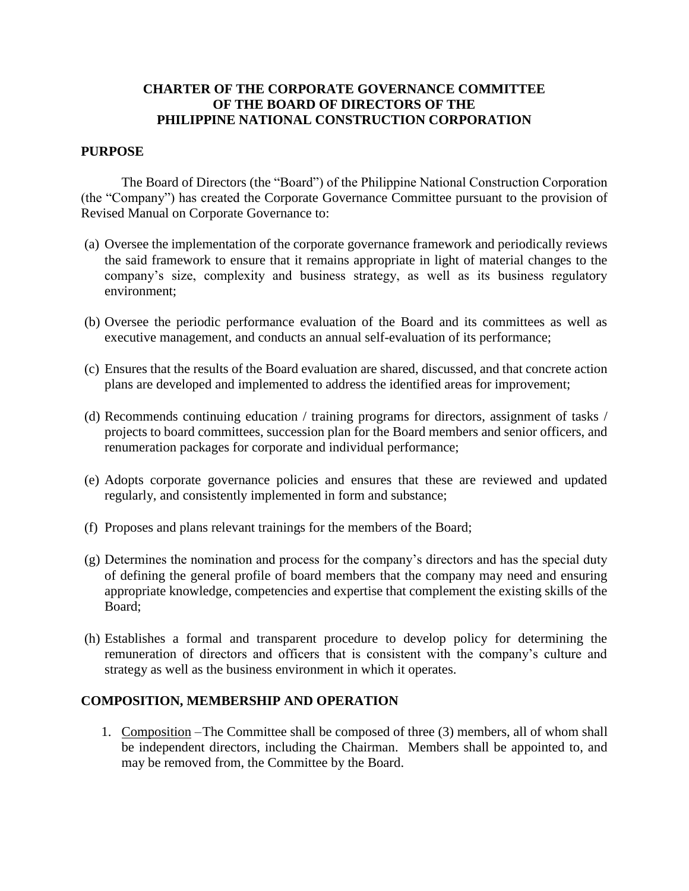# CHARTER OF THE CORPORATE GOVERNANCE COMMITTEE OF THE BOARD OF DIRECTORS OF THE PHILIPPINE NATIONAL CONSTRUCTION CORPORATION

## PURPOSE

The Board of Directors (the "Board") of the Philippine National Construction Corporation (the "Company") has created the Corporate Governance Committee pursuant to the provision of Revised Manual on Corporate Governance to:

(a) Oversee the implementation of the corporate governance framework and periodically reviews the said framework to ensure that it remains appropriate in light of material changes to the company's size, complexity and business strategy, as well as its business regulatory environment;

(b) Oversee the periodic performance evaluation of the Board and its committees as well as executive management, and conducts an annual self-evaluation of its performance;

(c) Ensures that the results of the Board evaluation are shared, discussed, and that concrete action plans are developed and implemented to address the identified areas for improvement;

(d) Recommends continuing education / training programs for directors, assignment of tasks / projects to board committees, succession plan for the Board members and senior officers, and renumeration packages for corporate and individual performance;

(e) Adopts corporate governance policies and ensures that these are reviewed and updated regularly, and consistently implemented in form and substance;

(f) Proposes and plans relevant trainings for the members of the Board;

(g) Determines the nomination and process for the company's directors and has the special duty of defining the general profile of board members that the company may need and ensuring appropriate knowledge, competencies and expertise that complement the existing skills of the Board;

(h) Establishes a formal and transparent procedure to develop policy for determining the remuneration of directors and officers that is consistent with the company's culture and strategy as well as the business environment in which it operates.

## COMPOSITION, MEMBERSHIP AND OPERATION

1. Composition –The Committee shall be composed of three (3) members, all of whom shall be independent directors, including the Chairman. Members shall be appointed to, and may be removed from, the Committee by the Board.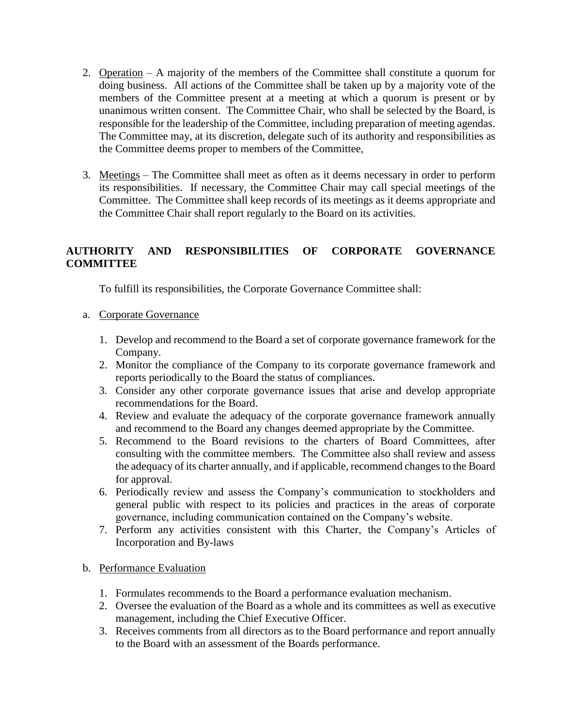2. <u>Operation</u> – A majority of the members of the Committee shall constitute a quorum for doing business. All actions of the Committee shall be taken up by a majority vote of the members of the Committee present at a meeting at which a quorum is present or by unanimous written consent. The Committee Chair, who shall be selected by the Board, is responsible for the leadership of the Committee, including preparation of meeting agendas. The Committee may, at its discretion, delegate such of its authority and responsibilities as the Committee deems proper to members of the Committee,

3. <u>Meetings</u> – The Committee shall meet as often as it deems necessary in order to perform its responsibilities. If necessary, the Committee Chair may call special meetings of the Committee. The Committee shall keep records of its meetings as it deems appropriate and the Committee Chair shall report regularly to the Board on its activities.

**AUTHORITY AND RESPONSIBILITIES OF CORPORATE GOVERNANCE COMMITTEE**

To fulfill its responsibilities, the Corporate Governance Committee shall:

a. <u>Corporate Governance</u>

   1. Develop and recommend to the Board a set of corporate governance framework for the Company.
   2. Monitor the compliance of the Company to its corporate governance framework and reports periodically to the Board the status of compliances.
   3. Consider any other corporate governance issues that arise and develop appropriate recommendations for the Board.
   4. Review and evaluate the adequacy of the corporate governance framework annually and recommend to the Board any changes deemed appropriate by the Committee.
   5. Recommend to the Board revisions to the charters of Board Committees, after consulting with the committee members. The Committee also shall review and assess the adequacy of its charter annually, and if applicable, recommend changes to the Board for approval.
   6. Periodically review and assess the Company's communication to stockholders and general public with respect to its policies and practices in the areas of corporate governance, including communication contained on the Company's website.
   7. Perform any activities consistent with this Charter, the Company's Articles of Incorporation and By-laws

b. <u>Performance Evaluation</u>

   1. Formulates recommends to the Board a performance evaluation mechanism.
   2. Oversee the evaluation of the Board as a whole and its committees as well as executive management, including the Chief Executive Officer.
   3. Receives comments from all directors as to the Board performance and report annually to the Board with an assessment of the Boards performance.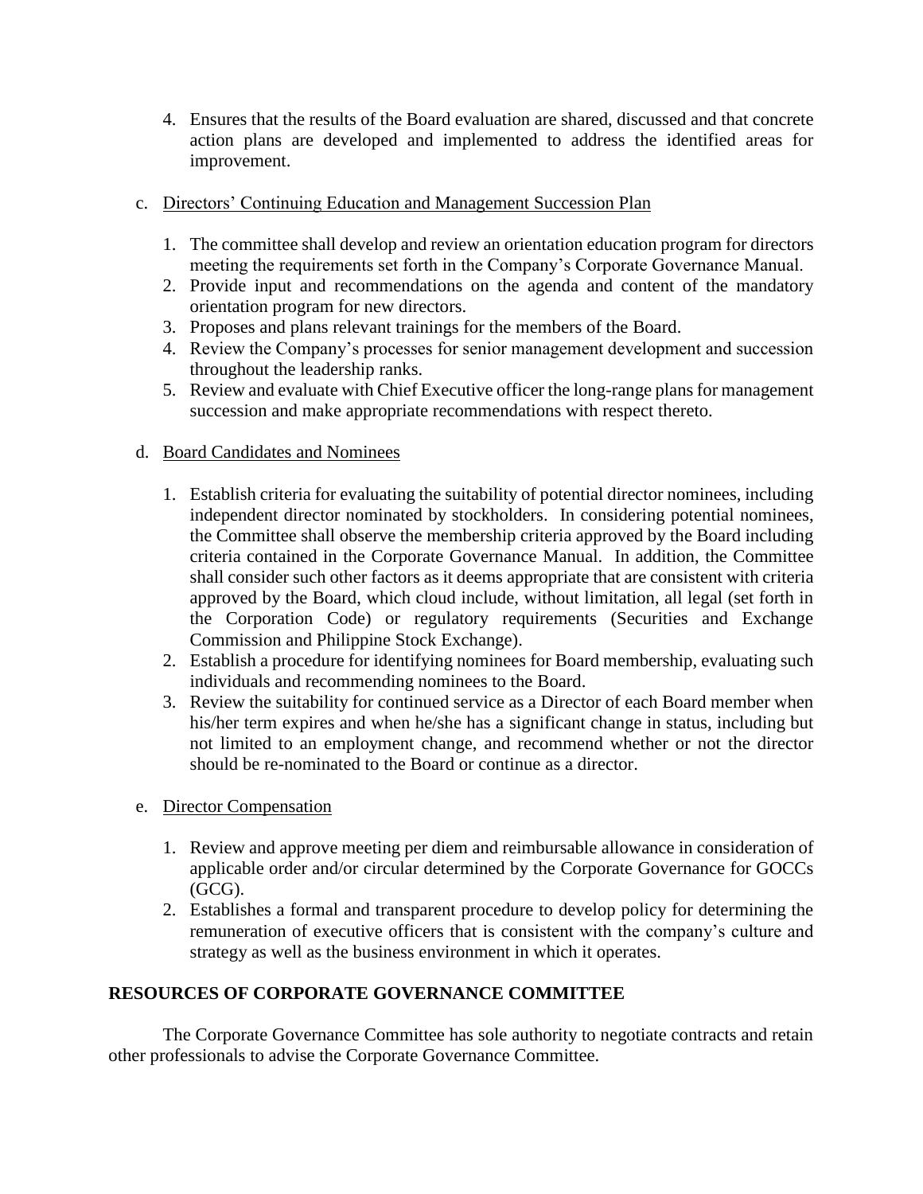4. Ensures that the results of the Board evaluation are shared, discussed and that concrete action plans are developed and implemented to address the identified areas for improvement.

c. Directors' Continuing Education and Management Succession Plan

   1. The committee shall develop and review an orientation education program for directors meeting the requirements set forth in the Company's Corporate Governance Manual.
   2. Provide input and recommendations on the agenda and content of the mandatory orientation program for new directors.
   3. Proposes and plans relevant trainings for the members of the Board.
   4. Review the Company's processes for senior management development and succession throughout the leadership ranks.
   5. Review and evaluate with Chief Executive officer the long-range plans for management succession and make appropriate recommendations with respect thereto.

d. Board Candidates and Nominees

   1. Establish criteria for evaluating the suitability of potential director nominees, including independent director nominated by stockholders. In considering potential nominees, the Committee shall observe the membership criteria approved by the Board including criteria contained in the Corporate Governance Manual. In addition, the Committee shall consider such other factors as it deems appropriate that are consistent with criteria approved by the Board, which cloud include, without limitation, all legal (set forth in the Corporation Code) or regulatory requirements (Securities and Exchange Commission and Philippine Stock Exchange).
   2. Establish a procedure for identifying nominees for Board membership, evaluating such individuals and recommending nominees to the Board.
   3. Review the suitability for continued service as a Director of each Board member when his/her term expires and when he/she has a significant change in status, including but not limited to an employment change, and recommend whether or not the director should be re-nominated to the Board or continue as a director.

e. Director Compensation

   1. Review and approve meeting per diem and reimbursable allowance in consideration of applicable order and/or circular determined by the Corporate Governance for GOCCs (GCG).
   2. Establishes a formal and transparent procedure to develop policy for determining the remuneration of executive officers that is consistent with the company's culture and strategy as well as the business environment in which it operates.

**RESOURCES OF CORPORATE GOVERNANCE COMMITTEE**

The Corporate Governance Committee has sole authority to negotiate contracts and retain other professionals to advise the Corporate Governance Committee.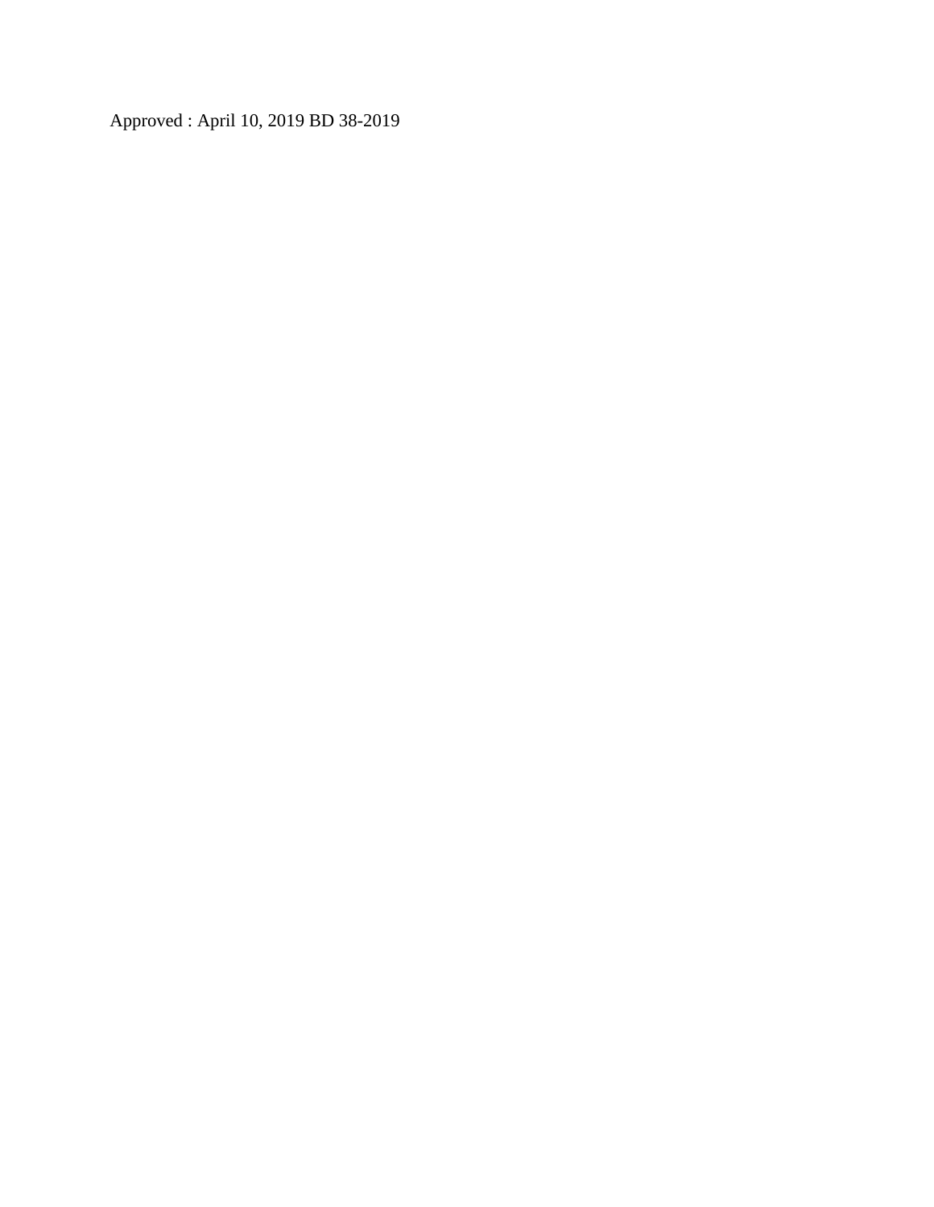Approved : April 10, 2019 BD 38-2019